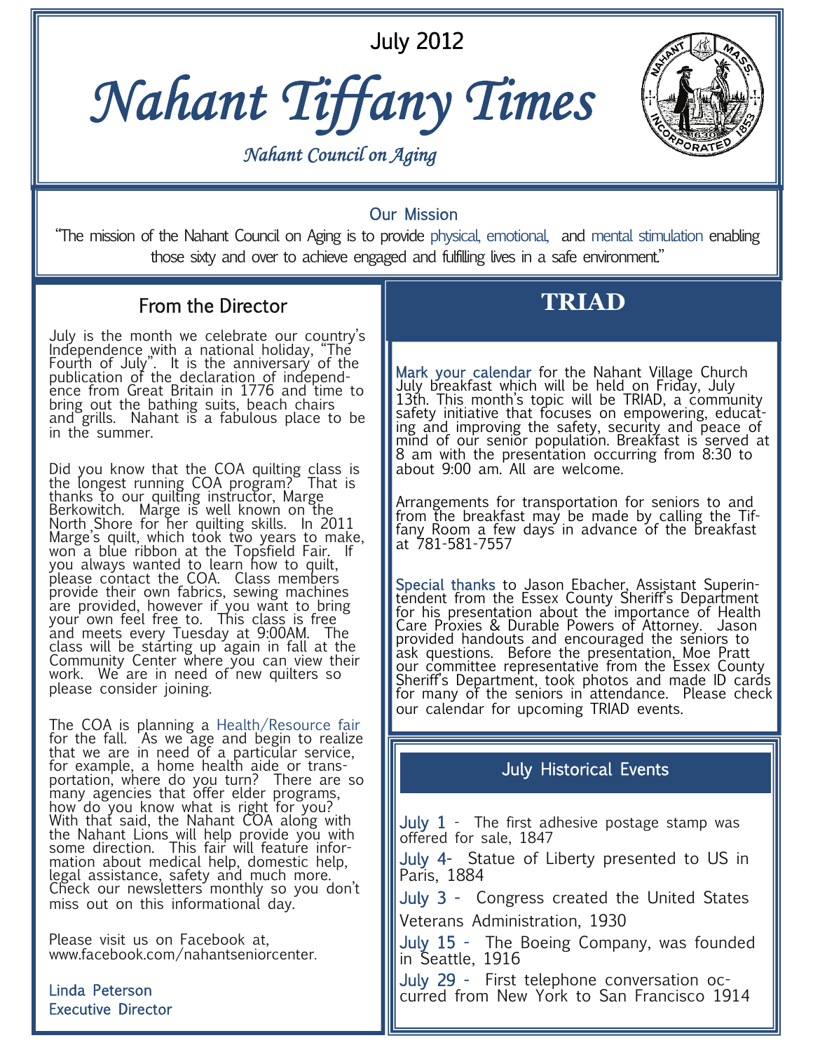July 2012

# Nahant Tiffany Times

*Nahant Council on Aging*

## Our Mission

"The mission of the Nahant Council on Aging is to provide physical, emotional, and mental stimulation enabling those sixty and over to achieve engaged and fulfilling lives in a safe environment."

## From the Director

July is the month we celebrate our country's Independence with a national holiday, "The Fourth of July". It is the anniversary of the publication of the declaration of independence from Great Britain in 1776 and time to bring out the bathing suits, beach chairs and grills. Nahant is a fabulous place to be in the summer.

Did you know that the COA quilting class is the longest running COA program? That is thanks to our quilting instructor, Marge Berkowitch. Marge is well known on the North Shore for her quilting skills. In 2011 Marge's quilt, which took two years to make, won a blue ribbon at the Topsfield Fair. If you always wanted to learn how to quilt, please contact the COA. Class members provide their own fabrics, sewing machines are provided, however if you want to bring your own feel free to. This class is free and meets every Tuesday at 9:00AM. The class will be starting up again in fall at the Community Center where you can view their work. We are in need of new quilters so please consider joining.

The COA is planning a Health/Resource fair for the fall. As we age and begin to realize that we are in need of a particular service, for example, a home health aide or transportation, where do you turn? There are so many agencies that offer elder programs, how do you know what is right for you? With that said, the Nahant COA along with the Nahant Lions will help provide you with some direction. This fair will feature information about medical help, domestic help, legal assistance, safety and much more. Check our newsletters monthly so you don't miss out on this informational day.

Please visit us on Facebook at, www.facebook.com/nahantseniorcenter.

Linda Peterson
Executive Director

## TRIAD

Mark your calendar for the Nahant Village Church July breakfast which will be held on Friday, July 13th. This month's topic will be TRIAD, a community safety initiative that focuses on empowering, educating and improving the safety, security and peace of mind of our senior population. Breakfast is served at 8 am with the presentation occurring from 8:30 to about 9:00 am. All are welcome.

Arrangements for transportation for seniors to and from the breakfast may be made by calling the Tiffany Room a few days in advance of the breakfast at 781-581-7557

Special thanks to Jason Ebacher, Assistant Superintendent from the Essex County Sheriff's Department for his presentation about the importance of Health Care Proxies & Durable Powers of Attorney. Jason provided handouts and encouraged the seniors to ask questions. Before the presentation, Moe Pratt our committee representative from the Essex County Sheriff's Department, took photos and made ID cards for many of the seniors in attendance. Please check our calendar for upcoming TRIAD events.

## July Historical Events

July 1 - The first adhesive postage stamp was offered for sale, 1847

July 4- Statue of Liberty presented to US in Paris, 1884

July 3 - Congress created the United States Veterans Administration, 1930

July 15 - The Boeing Company, was founded in Seattle, 1916

July 29 - First telephone conversation occurred from New York to San Francisco 1914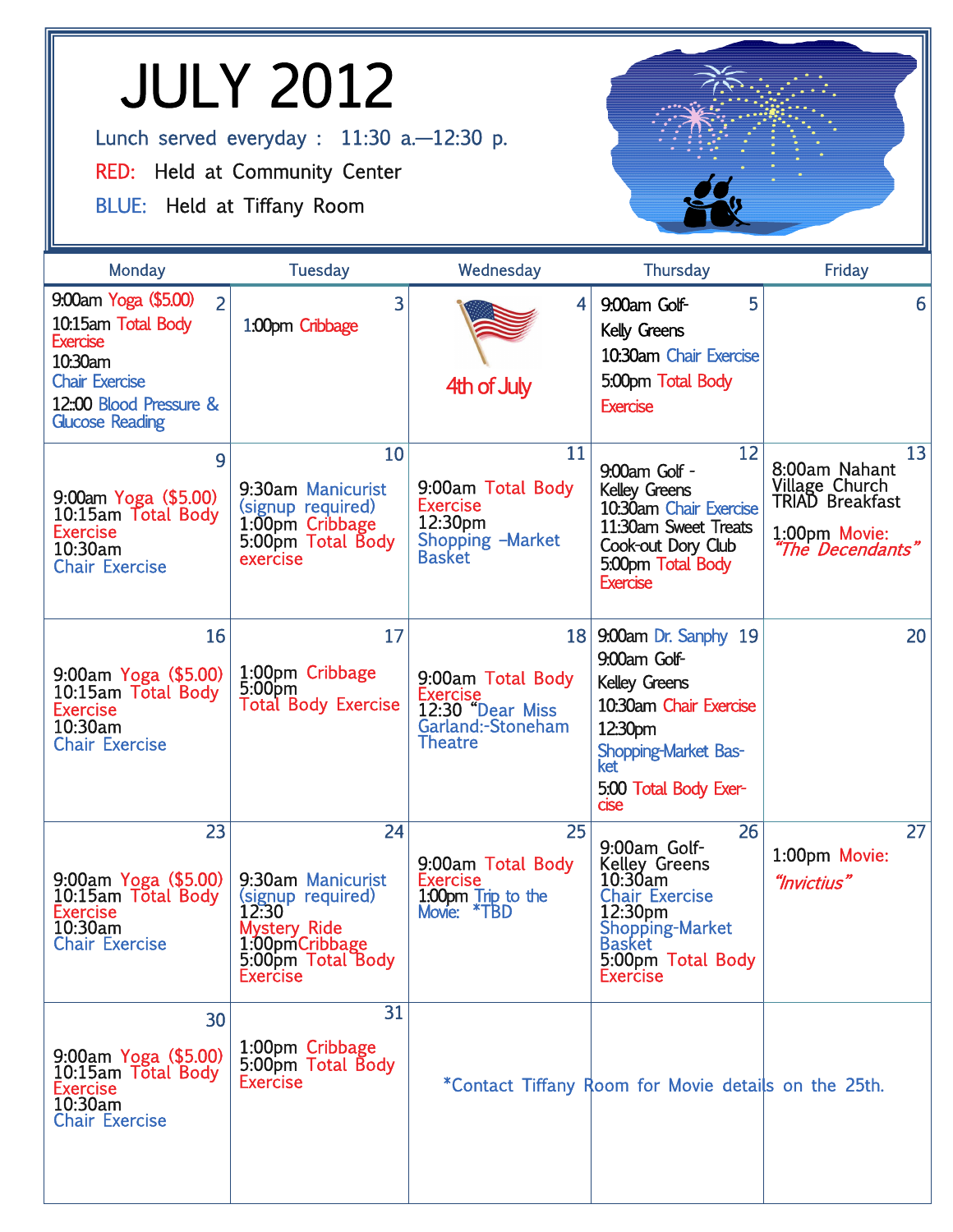# JULY 2012

Lunch served everyday : 11:30 a.—12:30 p.

RED: Held at Community Center

BLUE: Held at Tiffany Room

| Monday | Tuesday | Wednesday | Thursday | Friday |
|---|---|---|---|---|
| 2<br>9:00am Yoga ($5.00)<br>10:15am Total Body Exercise<br>10:30am Chair Exercise<br>12::00 Blood Pressure & Glucose Reading | 3<br>1:00pm Cribbage | 4<br>4th of July | 5<br>9:00am Golf-Kelly Greens<br>10:30am Chair Exercise<br>5:00pm Total Body Exercise | 6 |
| 9<br>9:00am Yoga ($5.00)<br>10:15am Total Body Exercise<br>10:30am Chair Exercise | 10<br>9:30am Manicurist (signup required)<br>1:00pm Cribbage<br>5:00pm Total Body exercise | 11<br>9:00am Total Body Exercise<br>12:30pm Shopping –Market Basket | 12<br>9:00am Golf - Kelley Greens<br>10:30am Chair Exercise<br>11:30am Sweet Treats Cook-out Dory Club<br>5:00pm Total Body Exercise | 13<br>8:00am Nahant Village Church TRIAD Breakfast<br>1:00pm Movie: *"The Decendants"* |
| 16<br>9:00am Yoga ($5.00)<br>10:15am Total Body Exercise<br>10:30am Chair Exercise | 17<br>1:00pm Cribbage<br>5:00pm Total Body Exercise | 18<br>9:00am Total Body Exercise<br>12:30 "Dear Miss Garland:-Stoneham Theatre | 19<br>9:00am Dr. Sanphy<br>9:00am Golf-Kelley Greens<br>10:30am Chair Exercise<br>12:30pm Shopping-Market Basket<br>5:00 Total Body Exercise | 20 |
| 23<br>9:00am Yoga ($5.00)<br>10:15am Total Body Exercise<br>10:30am Chair Exercise | 24<br>9:30am Manicurist (signup required)<br>12:30 Mystery Ride<br>1:00pmCribbage<br>5:00pm Total Body Exercise | 25<br>9:00am Total Body Exercise<br>1:00pm Trip to the Movie: *TBD | 26<br>9:00am Golf-Kelley Greens<br>10:30am Chair Exercise<br>12:30pm Shopping-Market Basket<br>5:00pm Total Body Exercise | 27<br>1:00pm Movie: *"Invictius"* |
| 30<br>9:00am Yoga ($5.00)<br>10:15am Total Body Exercise<br>10:30am Chair Exercise | 31<br>1:00pm Cribbage<br>5:00pm Total Body Exercise | *Contact Tiffany Room for Movie details on the 25th. | | |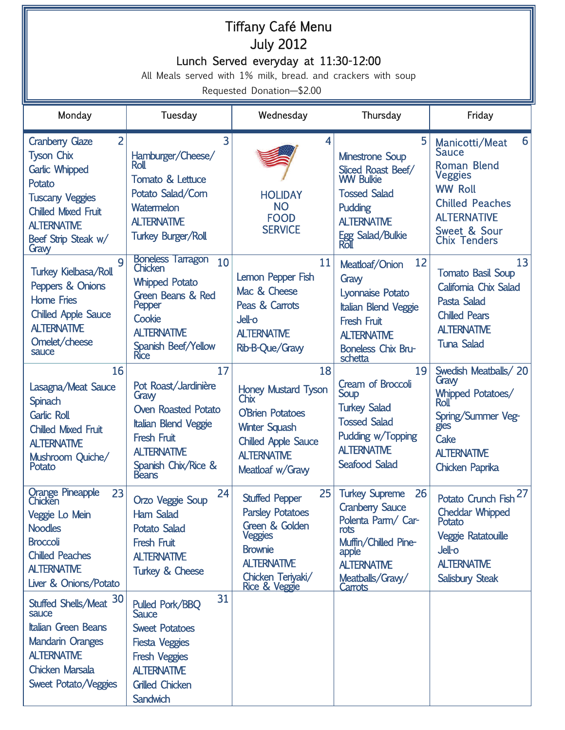# Tiffany Café Menu

## July 2012

### Lunch Served everyday at 11:30-12:00

All Meals served with 1% milk, bread. and crackers with soup

Requested Donation—$2.00

| Monday | Tuesday | Wednesday | Thursday | Friday |
|---|---|---|---|---|
| **2** Cranberry Glaze Tyson Chix, Garlic Whipped Potato, Tuscany Veggies, Chilled Mixed Fruit, ALTERNATIVE, Beef Strip Steak w/ Gravy | **3** Hamburger/Cheese/ Roll, Tomato & Lettuce, Potato Salad/Corn, Watermelon, ALTERNATIVE, Turkey Burger/Roll | **4** HOLIDAY NO FOOD SERVICE | **5** Minestrone Soup, Sliced Roast Beef/ WW Bulkie, Tossed Salad, Pudding, ALTERNATIVE, Egg Salad/Bulkie Roll | **6** Manicotti/Meat Sauce, Roman Blend Veggies, WW Roll, Chilled Peaches, ALTERNATIVE, Sweet & Sour Chix Tenders |
| **9** Turkey Kielbasa/Roll, Peppers & Onions, Home Fries, Chilled Apple Sauce, ALTERNATIVE, Omelet/cheese sauce | **10** Boneless Tarragon Chicken, Whipped Potato, Green Beans & Red Pepper, Cookie, ALTERNATIVE, Spanish Beef/Yellow Rice | **11** Lemon Pepper Fish, Mac & Cheese, Peas & Carrots, Jell-o, ALTERNATIVE, Rib-B-Que/Gravy | **12** Meatloaf/Onion Gravy, Lyonnaise Potato, Italian Blend Veggie, Fresh Fruit, ALTERNATIVE, Boneless Chix Bru-schetta | **13** Tomato Basil Soup, California Chix Salad, Pasta Salad, Chilled Pears, ALTERNATIVE, Tuna Salad |
| **16** Lasagna/Meat Sauce, Spinach, Garlic Roll, Chilled Mixed Fruit, ALTERNATIVE, Mushroom Quiche/ Potato | **17** Pot Roast/Jardinière Gravy, Oven Roasted Potato, Italian Blend Veggie, Fresh Fruit, ALTERNATIVE, Spanish Chix/Rice & Beans | **18** Honey Mustard Tyson Chix, O'Brien Potatoes, Winter Squash, Chilled Apple Sauce, ALTERNATIVE, Meatloaf w/Gravy | **19** Cream of Broccoli Soup, Turkey Salad, Tossed Salad, Pudding w/Topping, ALTERNATIVE, Seafood Salad | **20** Swedish Meatballs/ Gravy, Whipped Potatoes/ Roll, Spring/Summer Veg-gies, Cake, ALTERNATIVE, Chicken Paprika |
| **23** Orange Pineapple Chicken, Veggie Lo Mein Noodles, Broccoli, Chilled Peaches, ALTERNATIVE, Liver & Onions/Potato | **24** Orzo Veggie Soup, Ham Salad, Potato Salad, Fresh Fruit, ALTERNATIVE, Turkey & Cheese | **25** Stuffed Pepper, Parsley Potatoes, Green & Golden Veggies, Brownie, ALTERNATIVE, Chicken Teriyaki/ Rice & Veggie | **26** Turkey Supreme, Cranberry Sauce, Polenta Parm/ Car-rots, Muffin/Chilled Pine-apple, ALTERNATIVE, Meatballs/Gravy/ Carrots | **27** Potato Crunch Fish, Cheddar Whipped Potato, Veggie Ratatouille, Jell-o, ALTERNATIVE, Salisbury Steak |
| **30** Stuffed Shells/Meat sauce, Italian Green Beans, Mandarin Oranges, ALTERNATIVE, Chicken Marsala, Sweet Potato/Veggies | **31** Pulled Pork/BBQ Sauce, Sweet Potatoes, Fiesta Veggies, Fresh Veggies, ALTERNATIVE, Grilled Chicken Sandwich | | | |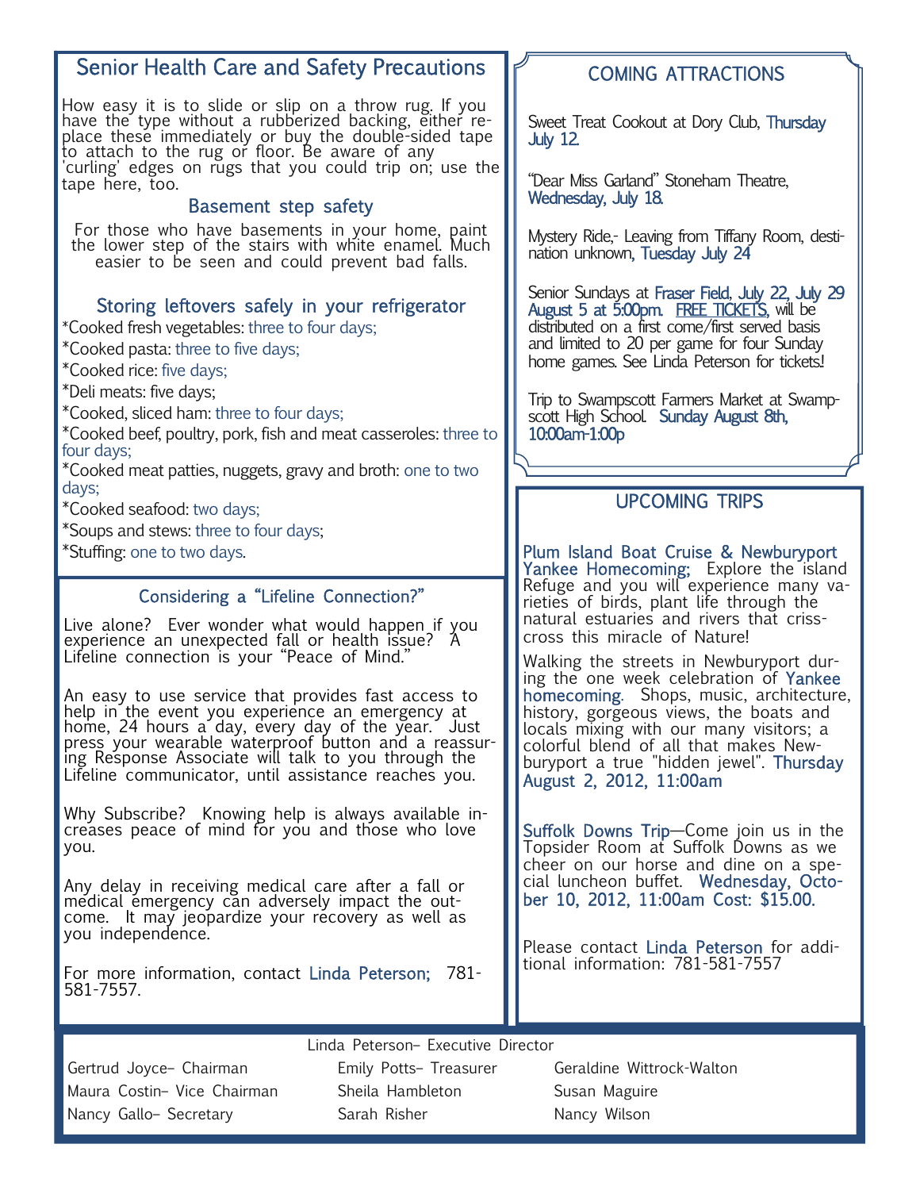## Senior Health Care and Safety Precautions

How easy it is to slide or slip on a throw rug. If you have the type without a rubberized backing, either replace these immediately or buy the double-sided tape to attach to the rug or floor. Be aware of any 'curling' edges on rugs that you could trip on; use the tape here, too.

### Basement step safety

For those who have basements in your home, paint the lower step of the stairs with white enamel. Much easier to be seen and could prevent bad falls.

### Storing leftovers safely in your refrigerator

*Cooked fresh vegetables: three to four days;

*Cooked pasta: three to five days;

*Cooked rice: five days;

*Deli meats: five days;

*Cooked, sliced ham: three to four days;

*Cooked beef, poultry, pork, fish and meat casseroles: three to four days;

*Cooked meat patties, nuggets, gravy and broth: one to two days;

*Cooked seafood: two days;

*Soups and stews: three to four days;

*Stuffing: one to two days.

### Considering a "Lifeline Connection?"

Live alone? Ever wonder what would happen if you experience an unexpected fall or health issue? A Lifeline connection is your "Peace of Mind."

An easy to use service that provides fast access to help in the event you experience an emergency at home, 24 hours a day, every day of the year. Just press your wearable waterproof button and a reassuring Response Associate will talk to you through the Lifeline communicator, until assistance reaches you.

Why Subscribe? Knowing help is always available increases peace of mind for you and those who love you.

Any delay in receiving medical care after a fall or medical emergency can adversely impact the outcome. It may jeopardize your recovery as well as you independence.

For more information, contact Linda Peterson; 781-581-7557.

## COMING ATTRACTIONS

Sweet Treat Cookout at Dory Club, Thursday July 12.

"Dear Miss Garland" Stoneham Theatre, Wednesday, July 18.

Mystery Ride,- Leaving from Tiffany Room, destination unknown, Tuesday July 24

Senior Sundays at Fraser Field, July 22, July 29 August 5 at 5:00pm. FREE TICKETS, will be distributed on a first come/first served basis and limited to 20 per game for four Sunday home games. See Linda Peterson for tickets!

Trip to Swampscott Farmers Market at Swampscott High School. Sunday August 8th, 10:00am-1:00p

## UPCOMING TRIPS

**Plum Island Boat Cruise & Newburyport Yankee Homecoming;** Explore the island Refuge and you will experience many varieties of birds, plant life through the natural estuaries and rivers that criss-cross this miracle of Nature!

Walking the streets in Newburyport during the one week celebration of Yankee homecoming. Shops, music, architecture, history, gorgeous views, the boats and locals mixing with our many visitors; a colorful blend of all that makes Newburyport a true "hidden jewel". Thursday August 2, 2012, 11:00am

**Suffolk Downs Trip**—Come join us in the Topsider Room at Suffolk Downs as we cheer on our horse and dine on a special luncheon buffet. Wednesday, October 10, 2012, 11:00am Cost: $15.00.

Please contact Linda Peterson for additional information: 781-581-7557

Linda Peterson– Executive Director

Gertrud Joyce– Chairman
Maura Costin– Vice Chairman
Nancy Gallo– Secretary
Emily Potts– Treasurer
Sheila Hambleton
Sarah Risher
Geraldine Wittrock-Walton
Susan Maguire
Nancy Wilson